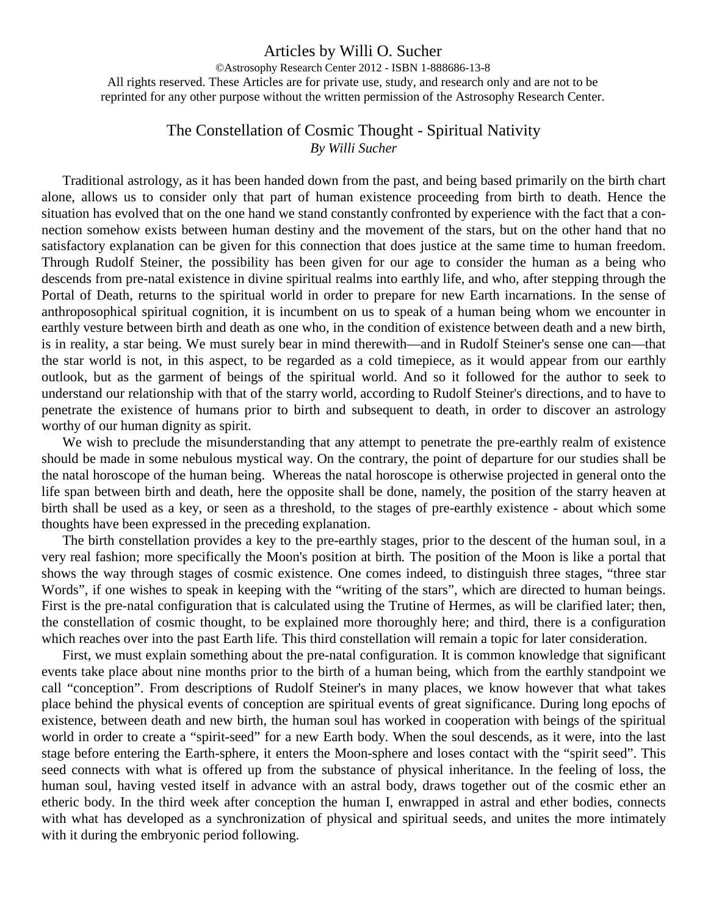Articles by Willi O. Sucher

©Astrosophy Research Center 2012 - ISBN 1-888686-13-8

All rights reserved. These Articles are for private use, study, and research only and are not to be reprinted for any other purpose without the written permission of the Astrosophy Research Center.

# The Constellation of Cosmic Thought - Spiritual Nativity

*By Willi Sucher*

Traditional astrology, as it has been handed down from the past, and being based primarily on the birth chart alone, allows us to consider only that part of human existence proceeding from birth to death. Hence the situation has evolved that on the one hand we stand constantly confronted by experience with the fact that a connection somehow exists between human destiny and the movement of the stars, but on the other hand that no satisfactory explanation can be given for this connection that does justice at the same time to human freedom. Through Rudolf Steiner, the possibility has been given for our age to consider the human as a being who descends from pre-natal existence in divine spiritual realms into earthly life, and who, after stepping through the Portal of Death, returns to the spiritual world in order to prepare for new Earth incarnations. In the sense of anthroposophical spiritual cognition, it is incumbent on us to speak of a human being whom we encounter in earthly vesture between birth and death as one who, in the condition of existence between death and a new birth, is in reality, a star being. We must surely bear in mind therewith—and in Rudolf Steiner's sense one can—that the star world is not, in this aspect, to be regarded as a cold timepiece, as it would appear from our earthly outlook, but as the garment of beings of the spiritual world. And so it followed for the author to seek to understand our relationship with that of the starry world, according to Rudolf Steiner's directions, and to have to penetrate the existence of humans prior to birth and subsequent to death, in order to discover an astrology worthy of our human dignity as spirit.

We wish to preclude the misunderstanding that any attempt to penetrate the pre-earthly realm of existence should be made in some nebulous mystical way. On the contrary, the point of departure for our studies shall be the natal horoscope of the human being. Whereas the natal horoscope is otherwise projected in general onto the life span between birth and death, here the opposite shall be done, namely, the position of the starry heaven at birth shall be used as a key, or seen as a threshold, to the stages of pre-earthly existence - about which some thoughts have been expressed in the preceding explanation.

The birth constellation provides a key to the pre-earthly stages, prior to the descent of the human soul, in a very real fashion; more specifically the Moon's position at birth. The position of the Moon is like a portal that shows the way through stages of cosmic existence. One comes indeed, to distinguish three stages, "three star Words", if one wishes to speak in keeping with the "writing of the stars", which are directed to human beings. First is the pre-natal configuration that is calculated using the Trutine of Hermes, as will be clarified later; then, the constellation of cosmic thought, to be explained more thoroughly here; and third, there is a configuration which reaches over into the past Earth life. This third constellation will remain a topic for later consideration.

First, we must explain something about the pre-natal configuration. It is common knowledge that significant events take place about nine months prior to the birth of a human being, which from the earthly standpoint we call "conception". From descriptions of Rudolf Steiner's in many places, we know however that what takes place behind the physical events of conception are spiritual events of great significance. During long epochs of existence, between death and new birth, the human soul has worked in cooperation with beings of the spiritual world in order to create a "spirit-seed" for a new Earth body. When the soul descends, as it were, into the last stage before entering the Earth-sphere, it enters the Moon-sphere and loses contact with the "spirit seed". This seed connects with what is offered up from the substance of physical inheritance. In the feeling of loss, the human soul, having vested itself in advance with an astral body, draws together out of the cosmic ether an etheric body. In the third week after conception the human I, enwrapped in astral and ether bodies, connects with what has developed as a synchronization of physical and spiritual seeds, and unites the more intimately with it during the embryonic period following.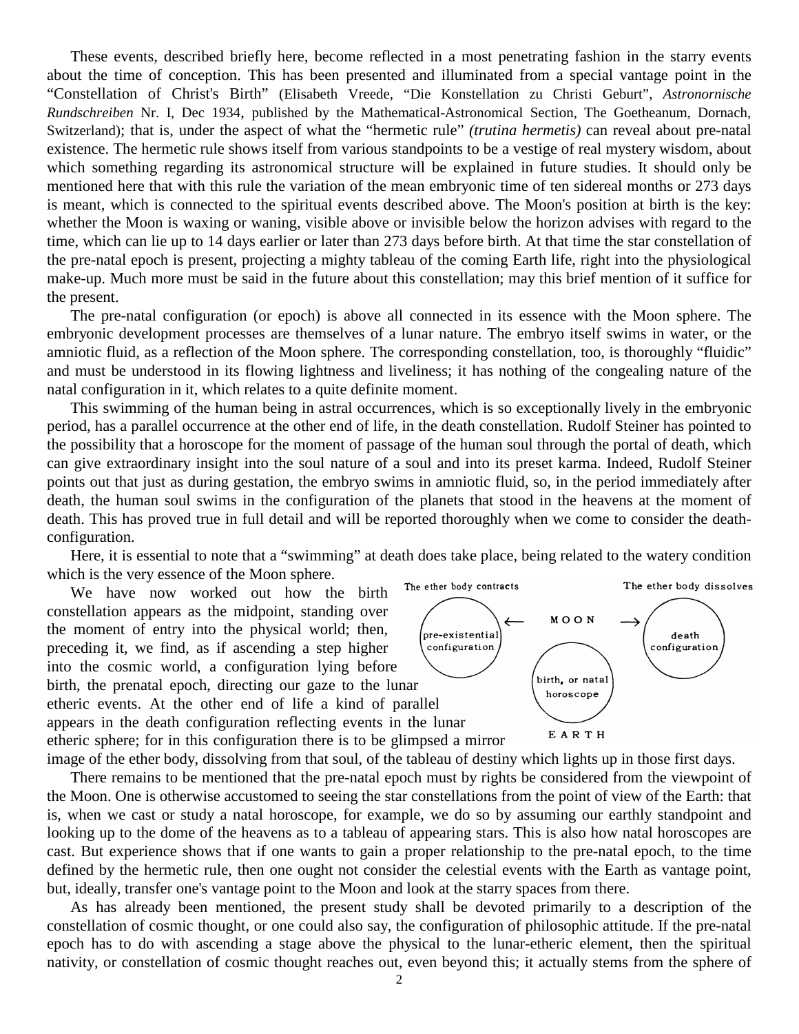These events, described briefly here, become reflected in a most penetrating fashion in the starry events about the time of conception. This has been presented and illuminated from a special vantage point in the "Constellation of Christ's Birth" (Elisabeth Vreede, "Die Konstellation zu Christi Geburt", *Astronornische Rundschreiben* Nr. I, Dec 1934, published by the Mathematical-Astronomical Section, The Goetheanum, Dornach, Switzerland); that is, under the aspect of what the "hermetic rule" *(trutina hermetis)* can reveal about pre-natal existence. The hermetic rule shows itself from various standpoints to be a vestige of real mystery wisdom, about which something regarding its astronomical structure will be explained in future studies. It should only be mentioned here that with this rule the variation of the mean embryonic time of ten sidereal months or 273 days is meant, which is connected to the spiritual events described above. The Moon's position at birth is the key: whether the Moon is waxing or waning, visible above or invisible below the horizon advises with regard to the time, which can lie up to 14 days earlier or later than 273 days before birth. At that time the star constellation of the pre-natal epoch is present, projecting a mighty tableau of the coming Earth life, right into the physiological make-up. Much more must be said in the future about this constellation; may this brief mention of it suffice for the present.

The pre-natal configuration (or epoch) is above all connected in its essence with the Moon sphere. The embryonic development processes are themselves of a lunar nature. The embryo itself swims in water, or the amniotic fluid, as a reflection of the Moon sphere. The corresponding constellation, too, is thoroughly "fluidic" and must be understood in its flowing lightness and liveliness; it has nothing of the congealing nature of the natal configuration in it, which relates to a quite definite moment.

This swimming of the human being in astral occurrences, which is so exceptionally lively in the embryonic period, has a parallel occurrence at the other end of life, in the death constellation. Rudolf Steiner has pointed to the possibility that a horoscope for the moment of passage of the human soul through the portal of death, which can give extraordinary insight into the soul nature of a soul and into its preset karma. Indeed, Rudolf Steiner points out that just as during gestation, the embryo swims in amniotic fluid, so, in the period immediately after death, the human soul swims in the configuration of the planets that stood in the heavens at the moment of death. This has proved true in full detail and will be reported thoroughly when we come to consider the death-configuration.

Here, it is essential to note that a "swimming" at death does take place, being related to the watery condition which is the very essence of the Moon sphere.

We have now worked out how the birth constellation appears as the midpoint, standing over the moment of entry into the physical world; then, preceding it, we find, as if ascending a step higher into the cosmic world, a configuration lying before birth, the prenatal epoch, directing our gaze to the lunar etheric events. At the other end of life a kind of parallel appears in the death configuration reflecting events in the lunar etheric sphere; for in this configuration there is to be glimpsed a mirror image of the ether body, dissolving from that soul, of the tableau of destiny which lights up in those first days.

The ether body contracts

The ether body dissolves

pre-existential configuration ← MOON → death configuration

birth, or natal horoscope

EARTH

There remains to be mentioned that the pre-natal epoch must by rights be considered from the viewpoint of the Moon. One is otherwise accustomed to seeing the star constellations from the point of view of the Earth: that is, when we cast or study a natal horoscope, for example, we do so by assuming our earthly standpoint and looking up to the dome of the heavens as to a tableau of appearing stars. This is also how natal horoscopes are cast. But experience shows that if one wants to gain a proper relationship to the pre-natal epoch, to the time defined by the hermetic rule, then one ought not consider the celestial events with the Earth as vantage point, but, ideally, transfer one's vantage point to the Moon and look at the starry spaces from there.

As has already been mentioned, the present study shall be devoted primarily to a description of the constellation of cosmic thought, or one could also say, the configuration of philosophic attitude. If the pre-natal epoch has to do with ascending a stage above the physical to the lunar-etheric element, then the spiritual nativity, or constellation of cosmic thought reaches out, even beyond this; it actually stems from the sphere of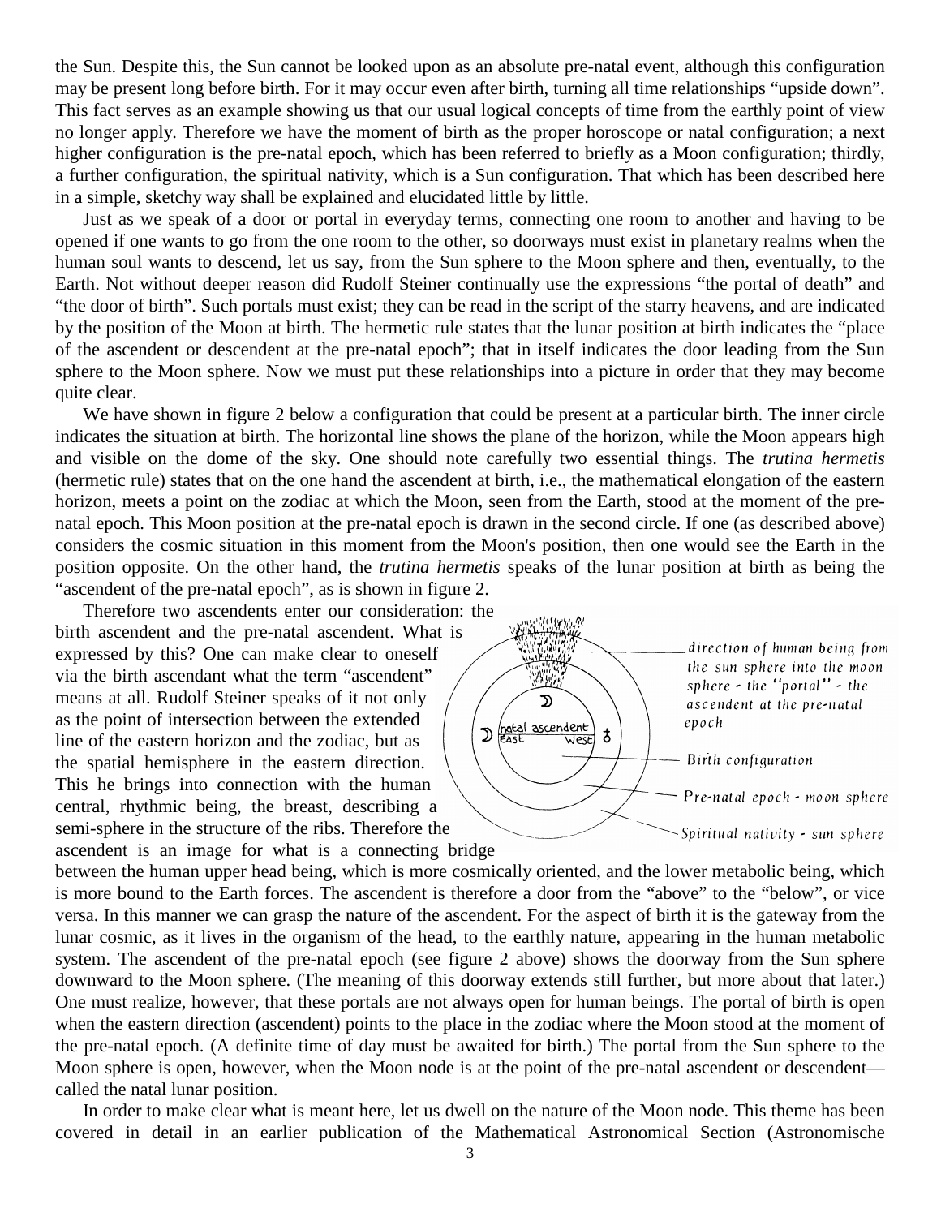the Sun. Despite this, the Sun cannot be looked upon as an absolute pre-natal event, although this configuration may be present long before birth. For it may occur even after birth, turning all time relationships "upside down". This fact serves as an example showing us that our usual logical concepts of time from the earthly point of view no longer apply. Therefore we have the moment of birth as the proper horoscope or natal configuration; a next higher configuration is the pre-natal epoch, which has been referred to briefly as a Moon configuration; thirdly, a further configuration, the spiritual nativity, which is a Sun configuration. That which has been described here in a simple, sketchy way shall be explained and elucidated little by little.

Just as we speak of a door or portal in everyday terms, connecting one room to another and having to be opened if one wants to go from the one room to the other, so doorways must exist in planetary realms when the human soul wants to descend, let us say, from the Sun sphere to the Moon sphere and then, eventually, to the Earth. Not without deeper reason did Rudolf Steiner continually use the expressions "the portal of death" and "the door of birth". Such portals must exist; they can be read in the script of the starry heavens, and are indicated by the position of the Moon at birth. The hermetic rule states that the lunar position at birth indicates the "place of the ascendent or descendent at the pre-natal epoch"; that in itself indicates the door leading from the Sun sphere to the Moon sphere. Now we must put these relationships into a picture in order that they may become quite clear.

We have shown in figure 2 below a configuration that could be present at a particular birth. The inner circle indicates the situation at birth. The horizontal line shows the plane of the horizon, while the Moon appears high and visible on the dome of the sky. One should note carefully two essential things. The *trutina hermetis* (hermetic rule) states that on the one hand the ascendent at birth, i.e., the mathematical elongation of the eastern horizon, meets a point on the zodiac at which the Moon, seen from the Earth, stood at the moment of the pre-natal epoch. This Moon position at the pre-natal epoch is drawn in the second circle. If one (as described above) considers the cosmic situation in this moment from the Moon's position, then one would see the Earth in the position opposite. On the other hand, the *trutina hermetis* speaks of the lunar position at birth as being the "ascendent of the pre-natal epoch", as is shown in figure 2.

Therefore two ascendents enter our consideration: the birth ascendent and the pre-natal ascendent. What is expressed by this? One can make clear to oneself via the birth ascendant what the term "ascendent" means at all. Rudolf Steiner speaks of it not only as the point of intersection between the extended line of the eastern horizon and the zodiac, but as the spatial hemisphere in the eastern direction. This he brings into connection with the human central, rhythmic being, the breast, describing a semi-sphere in the structure of the ribs. Therefore the ascendent is an image for what is a connecting bridge between the human upper head being, which is more cosmically oriented, and the lower metabolic being, which is more bound to the Earth forces. The ascendent is therefore a door from the "above" to the "below", or vice versa. In this manner we can grasp the nature of the ascendent. For the aspect of birth it is the gateway from the lunar cosmic, as it lives in the organism of the head, to the earthly nature, appearing in the human metabolic system. The ascendent of the pre-natal epoch (see figure 2 above) shows the doorway from the Sun sphere downward to the Moon sphere. (The meaning of this doorway extends still further, but more about that later.) One must realize, however, that these portals are not always open for human beings. The portal of birth is open when the eastern direction (ascendent) points to the place in the zodiac where the Moon stood at the moment of the pre-natal epoch. (A definite time of day must be awaited for birth.) The portal from the Sun sphere to the Moon sphere is open, however, when the Moon node is at the point of the pre-natal ascendent or descendent—called the natal lunar position.

In order to make clear what is meant here, let us dwell on the nature of the Moon node. This theme has been covered in detail in an earlier publication of the Mathematical Astronomical Section (Astronomische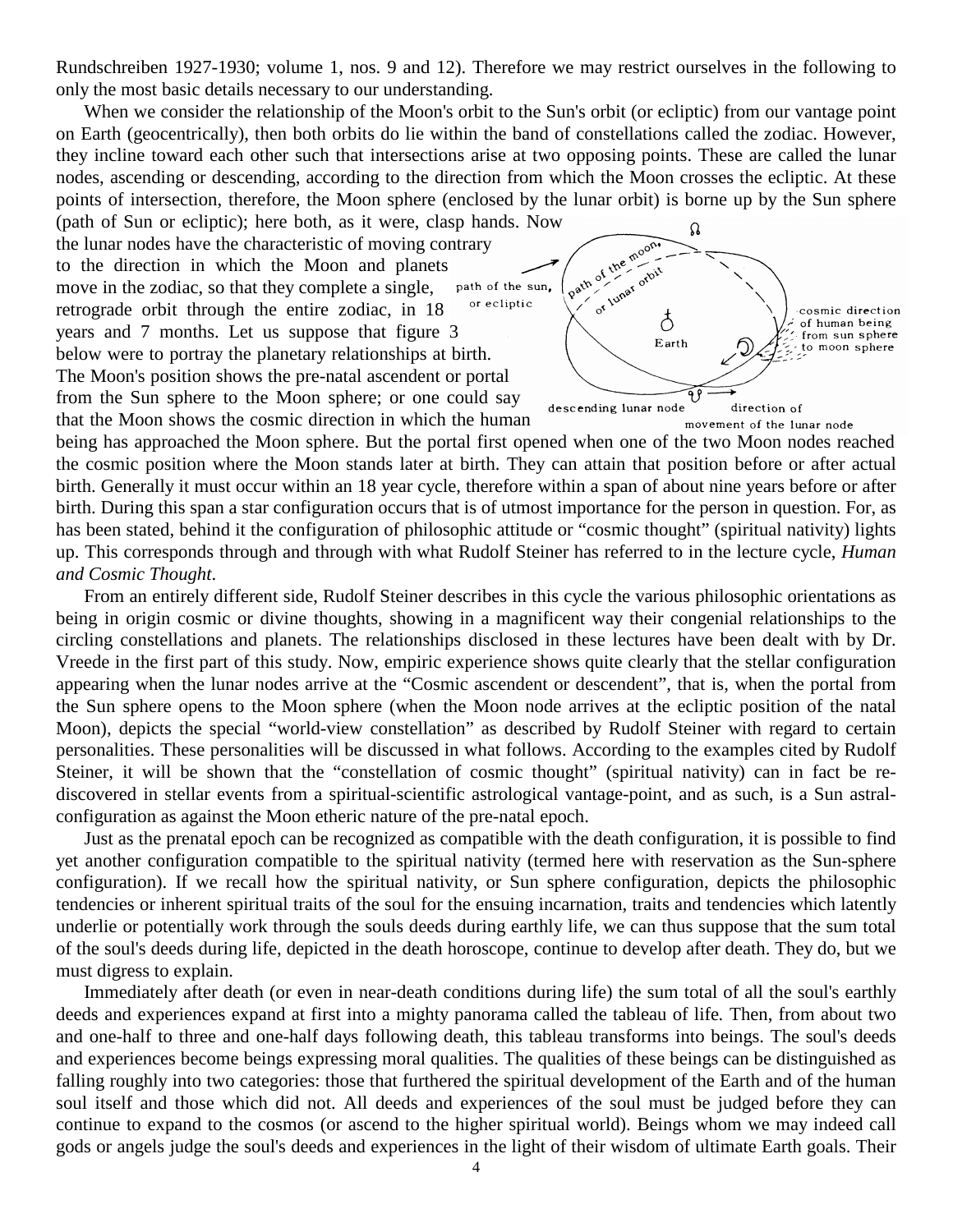Rundschreiben 1927-1930; volume 1, nos. 9 and 12). Therefore we may restrict ourselves in the following to only the most basic details necessary to our understanding.

When we consider the relationship of the Moon's orbit to the Sun's orbit (or ecliptic) from our vantage point on Earth (geocentrically), then both orbits do lie within the band of constellations called the zodiac. However, they incline toward each other such that intersections arise at two opposing points. These are called the lunar nodes, ascending or descending, according to the direction from which the Moon crosses the ecliptic. At these points of intersection, therefore, the Moon sphere (enclosed by the lunar orbit) is borne up by the Sun sphere (path of Sun or ecliptic); here both, as it were, clasp hands. Now the lunar nodes have the characteristic of moving contrary to the direction in which the Moon and planets move in the zodiac, so that they complete a single, retrograde orbit through the entire zodiac, in 18 years and 7 months. Let us suppose that figure 3 below were to portray the planetary relationships at birth. The Moon's position shows the pre-natal ascendent or portal from the Sun sphere to the Moon sphere; or one could say that the Moon shows the cosmic direction in which the human being has approached the Moon sphere. But the portal first opened when one of the two Moon nodes reached the cosmic position where the Moon stands later at birth. They can attain that position before or after actual birth. Generally it must occur within an 18 year cycle, therefore within a span of about nine years before or after birth. During this span a star configuration occurs that is of utmost importance for the person in question. For, as has been stated, behind it the configuration of philosophic attitude or "cosmic thought" (spiritual nativity) lights up. This corresponds through and through with what Rudolf Steiner has referred to in the lecture cycle, *Human and Cosmic Thought*.

☊
path of the sun, or ecliptic
path of the moon, or lunar orbit
Earth
cosmic direction of human being from sun sphere to moon sphere
descending lunar node
direction of movement of the lunar node

From an entirely different side, Rudolf Steiner describes in this cycle the various philosophic orientations as being in origin cosmic or divine thoughts, showing in a magnificent way their congenial relationships to the circling constellations and planets. The relationships disclosed in these lectures have been dealt with by Dr. Vreede in the first part of this study. Now, empiric experience shows quite clearly that the stellar configuration appearing when the lunar nodes arrive at the "Cosmic ascendent or descendent", that is, when the portal from the Sun sphere opens to the Moon sphere (when the Moon node arrives at the ecliptic position of the natal Moon), depicts the special "world-view constellation" as described by Rudolf Steiner with regard to certain personalities. These personalities will be discussed in what follows. According to the examples cited by Rudolf Steiner, it will be shown that the "constellation of cosmic thought" (spiritual nativity) can in fact be re-discovered in stellar events from a spiritual-scientific astrological vantage-point, and as such, is a Sun astral-configuration as against the Moon etheric nature of the pre-natal epoch.

Just as the prenatal epoch can be recognized as compatible with the death configuration, it is possible to find yet another configuration compatible to the spiritual nativity (termed here with reservation as the Sun-sphere configuration). If we recall how the spiritual nativity, or Sun sphere configuration, depicts the philosophic tendencies or inherent spiritual traits of the soul for the ensuing incarnation, traits and tendencies which latently underlie or potentially work through the souls deeds during earthly life, we can thus suppose that the sum total of the soul's deeds during life, depicted in the death horoscope, continue to develop after death. They do, but we must digress to explain.

Immediately after death (or even in near-death conditions during life) the sum total of all the soul's earthly deeds and experiences expand at first into a mighty panorama called the tableau of life. Then, from about two and one-half to three and one-half days following death, this tableau transforms into beings. The soul's deeds and experiences become beings expressing moral qualities. The qualities of these beings can be distinguished as falling roughly into two categories: those that furthered the spiritual development of the Earth and of the human soul itself and those which did not. All deeds and experiences of the soul must be judged before they can continue to expand to the cosmos (or ascend to the higher spiritual world). Beings whom we may indeed call gods or angels judge the soul's deeds and experiences in the light of their wisdom of ultimate Earth goals. Their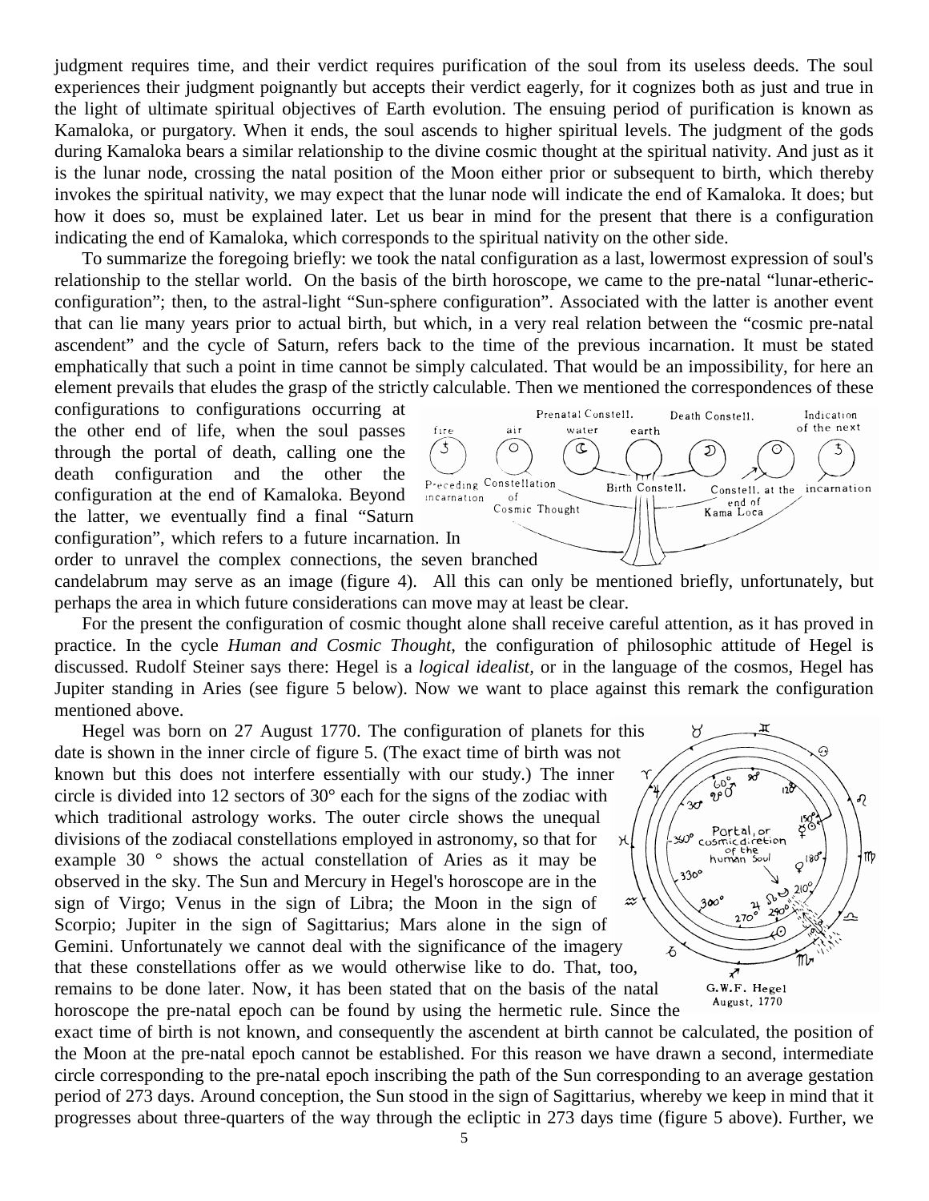judgment requires time, and their verdict requires purification of the soul from its useless deeds. The soul experiences their judgment poignantly but accepts their verdict eagerly, for it cognizes both as just and true in the light of ultimate spiritual objectives of Earth evolution. The ensuing period of purification is known as Kamaloka, or purgatory. When it ends, the soul ascends to higher spiritual levels. The judgment of the gods during Kamaloka bears a similar relationship to the divine cosmic thought at the spiritual nativity. And just as it is the lunar node, crossing the natal position of the Moon either prior or subsequent to birth, which thereby invokes the spiritual nativity, we may expect that the lunar node will indicate the end of Kamaloka. It does; but how it does so, must be explained later. Let us bear in mind for the present that there is a configuration indicating the end of Kamaloka, which corresponds to the spiritual nativity on the other side.

To summarize the foregoing briefly: we took the natal configuration as a last, lowermost expression of soul's relationship to the stellar world. On the basis of the birth horoscope, we came to the pre-natal "lunar-etheric-configuration"; then, to the astral-light "Sun-sphere configuration". Associated with the latter is another event that can lie many years prior to actual birth, but which, in a very real relation between the "cosmic pre-natal ascendent" and the cycle of Saturn, refers back to the time of the previous incarnation. It must be stated emphatically that such a point in time cannot be simply calculated. That would be an impossibility, for here an element prevails that eludes the grasp of the strictly calculable. Then we mentioned the correspondences of these configurations to configurations occurring at the other end of life, when the soul passes through the portal of death, calling one the death configuration and the other the configuration at the end of Kamaloka. Beyond the latter, we eventually find a final "Saturn configuration", which refers to a future incarnation. In order to unravel the complex connections, the seven branched candelabrum may serve as an image (figure 4). All this can only be mentioned briefly, unfortunately, but perhaps the area in which future considerations can move may at least be clear.

Prenatal Constell. | Death Constell. | Indication of the next
fire | air | water | earth
Preceding incarnation | Constellation of Cosmic Thought | Birth Constell. | Constell. at the end of Kama Loca | incarnation

For the present the configuration of cosmic thought alone shall receive careful attention, as it has proved in practice. In the cycle *Human and Cosmic Thought*, the configuration of philosophic attitude of Hegel is discussed. Rudolf Steiner says there: Hegel is a *logical idealist,* or in the language of the cosmos, Hegel has Jupiter standing in Aries (see figure 5 below). Now we want to place against this remark the configuration mentioned above.

Hegel was born on 27 August 1770. The configuration of planets for this date is shown in the inner circle of figure 5. (The exact time of birth was not known but this does not interfere essentially with our study.) The inner circle is divided into 12 sectors of 30° each for the signs of the zodiac with which traditional astrology works. The outer circle shows the unequal divisions of the zodiacal constellations employed in astronomy, so that for example 30 ° shows the actual constellation of Aries as it may be observed in the sky. The Sun and Mercury in Hegel's horoscope are in the sign of Virgo; Venus in the sign of Libra; the Moon in the sign of Scorpio; Jupiter in the sign of Sagittarius; Mars alone in the sign of Gemini. Unfortunately we cannot deal with the significance of the imagery that these constellations offer as we would otherwise like to do. That, too, remains to be done later. Now, it has been stated that on the basis of the natal horoscope the pre-natal epoch can be found by using the hermetic rule. Since the exact time of birth is not known, and consequently the ascendent at birth cannot be calculated, the position of the Moon at the pre-natal epoch cannot be established. For this reason we have drawn a second, intermediate circle corresponding to the pre-natal epoch inscribing the path of the Sun corresponding to an average gestation period of 273 days. Around conception, the Sun stood in the sign of Sagittarius, whereby we keep in mind that it progresses about three-quarters of the way through the ecliptic in 273 days time (figure 5 above). Further, we

Portal, or cosmic diretion of the human Soul
60° 120° 150° 180° 210° 270° 290° 300° 330° 360° 30°
G.W.F. Hegel
August, 1770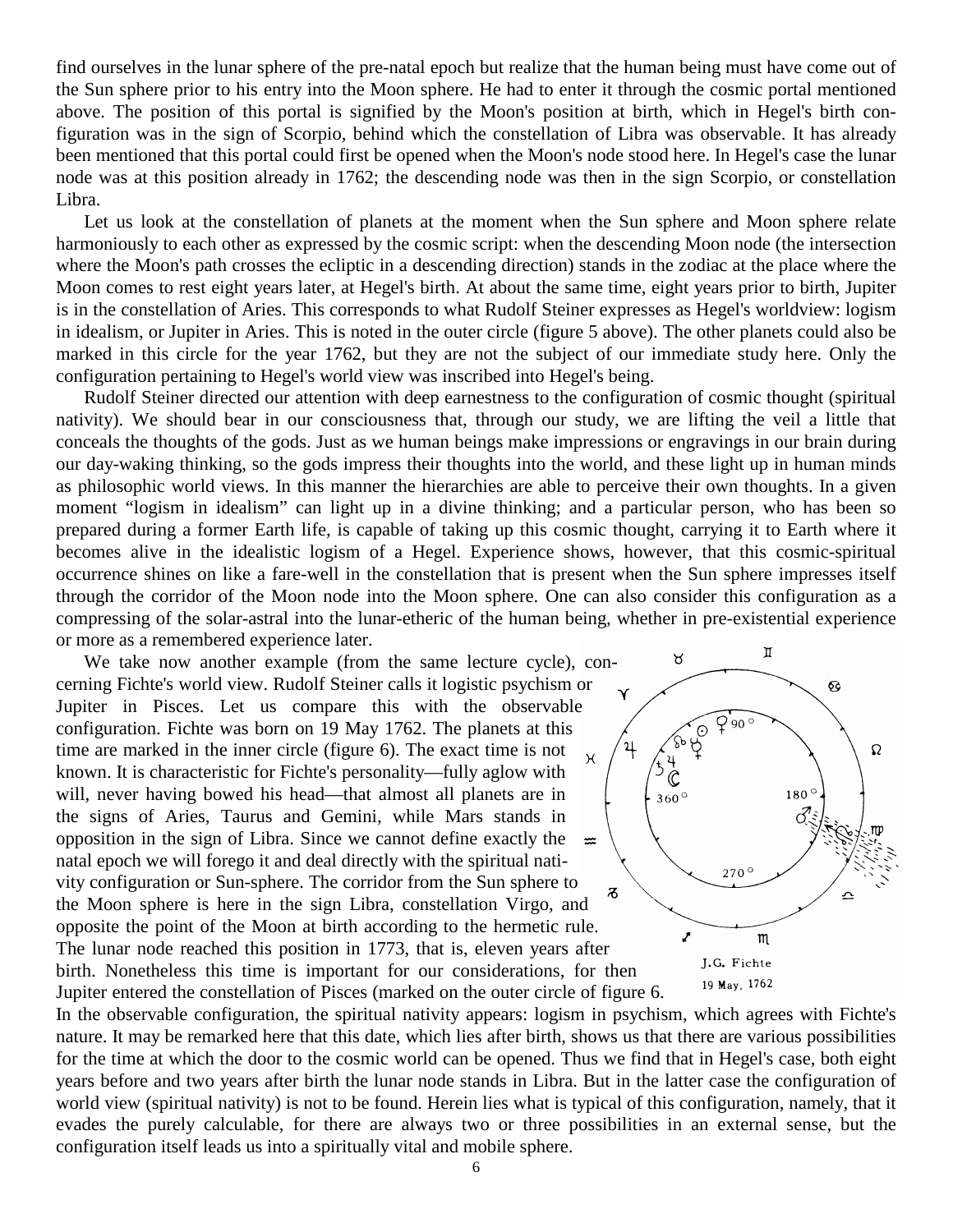find ourselves in the lunar sphere of the pre-natal epoch but realize that the human being must have come out of the Sun sphere prior to his entry into the Moon sphere. He had to enter it through the cosmic portal mentioned above. The position of this portal is signified by the Moon's position at birth, which in Hegel's birth configuration was in the sign of Scorpio, behind which the constellation of Libra was observable. It has already been mentioned that this portal could first be opened when the Moon's node stood here. In Hegel's case the lunar node was at this position already in 1762; the descending node was then in the sign Scorpio, or constellation Libra.

Let us look at the constellation of planets at the moment when the Sun sphere and Moon sphere relate harmoniously to each other as expressed by the cosmic script: when the descending Moon node (the intersection where the Moon's path crosses the ecliptic in a descending direction) stands in the zodiac at the place where the Moon comes to rest eight years later, at Hegel's birth. At about the same time, eight years prior to birth, Jupiter is in the constellation of Aries. This corresponds to what Rudolf Steiner expresses as Hegel's worldview: logism in idealism, or Jupiter in Aries. This is noted in the outer circle (figure 5 above). The other planets could also be marked in this circle for the year 1762, but they are not the subject of our immediate study here. Only the configuration pertaining to Hegel's world view was inscribed into Hegel's being.

Rudolf Steiner directed our attention with deep earnestness to the configuration of cosmic thought (spiritual nativity). We should bear in our consciousness that, through our study, we are lifting the veil a little that conceals the thoughts of the gods. Just as we human beings make impressions or engravings in our brain during our day-waking thinking, so the gods impress their thoughts into the world, and these light up in human minds as philosophic world views. In this manner the hierarchies are able to perceive their own thoughts. In a given moment "logism in idealism" can light up in a divine thinking; and a particular person, who has been so prepared during a former Earth life, is capable of taking up this cosmic thought, carrying it to Earth where it becomes alive in the idealistic logism of a Hegel. Experience shows, however, that this cosmic-spiritual occurrence shines on like a fare-well in the constellation that is present when the Sun sphere impresses itself through the corridor of the Moon node into the Moon sphere. One can also consider this configuration as a compressing of the solar-astral into the lunar-etheric of the human being, whether in pre-existential experience or more as a remembered experience later.

We take now another example (from the same lecture cycle), concerning Fichte's world view. Rudolf Steiner calls it logistic psychism or Jupiter in Pisces. Let us compare this with the observable configuration. Fichte was born on 19 May 1762. The planets at this time are marked in the inner circle (figure 6). The exact time is not known. It is characteristic for Fichte's personality—fully aglow with will, never having bowed his head—that almost all planets are in the signs of Aries, Taurus and Gemini, while Mars stands in opposition in the sign of Libra. Since we cannot define exactly the natal epoch we will forego it and deal directly with the spiritual nativity configuration or Sun-sphere. The corridor from the Sun sphere to the Moon sphere is here in the sign Libra, constellation Virgo, and opposite the point of the Moon at birth according to the hermetic rule. The lunar node reached this position in 1773, that is, eleven years after birth. Nonetheless this time is important for our considerations, for then Jupiter entered the constellation of Pisces (marked on the outer circle of figure 6.

90°
180°
270°
360°

J.G. Fichte
19 May, 1762

In the observable configuration, the spiritual nativity appears: logism in psychism, which agrees with Fichte's nature. It may be remarked here that this date, which lies after birth, shows us that there are various possibilities for the time at which the door to the cosmic world can be opened. Thus we find that in Hegel's case, both eight years before and two years after birth the lunar node stands in Libra. But in the latter case the configuration of world view (spiritual nativity) is not to be found. Herein lies what is typical of this configuration, namely, that it evades the purely calculable, for there are always two or three possibilities in an external sense, but the configuration itself leads us into a spiritually vital and mobile sphere.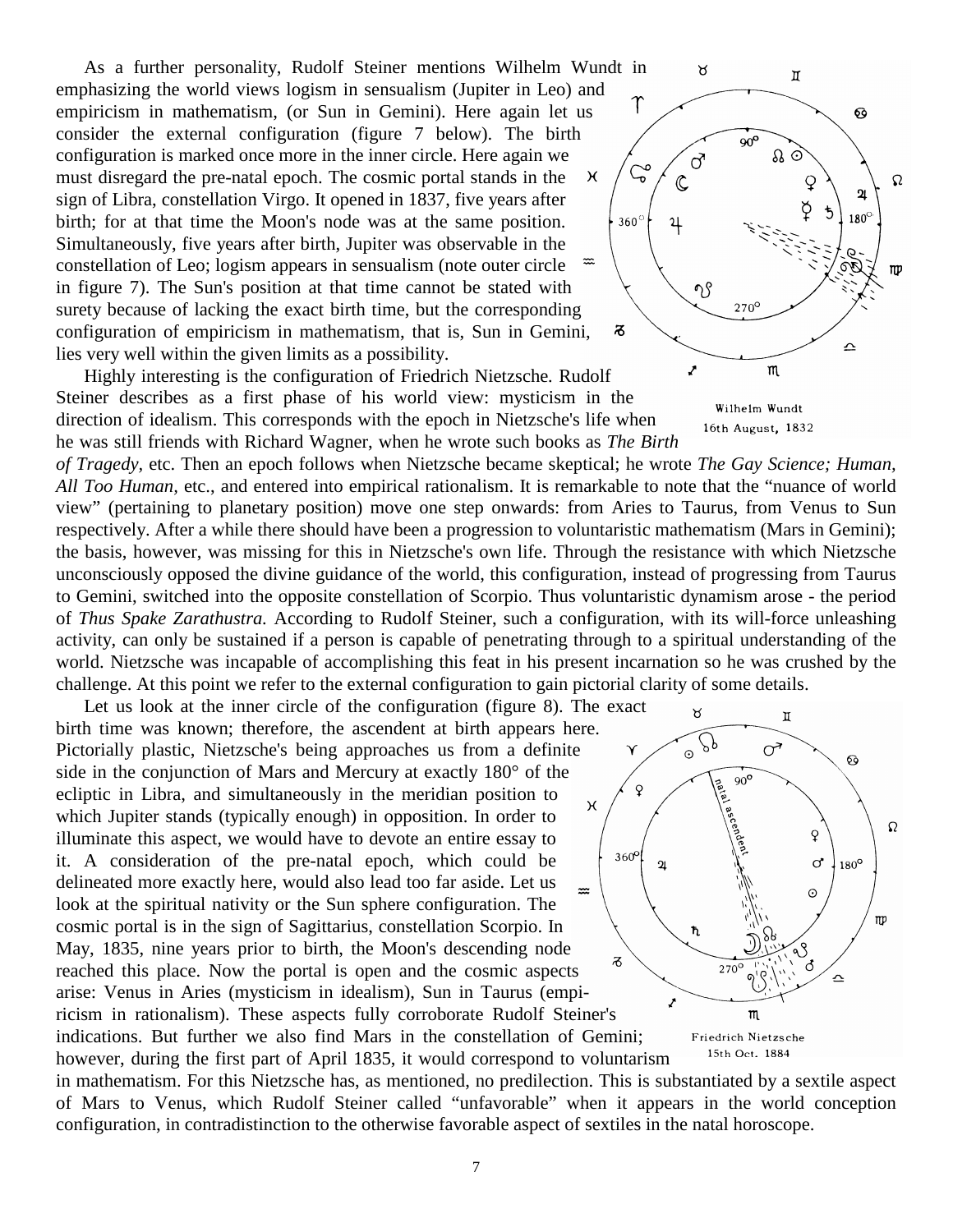As a further personality, Rudolf Steiner mentions Wilhelm Wundt in emphasizing the world views logism in sensualism (Jupiter in Leo) and empiricism in mathematism, (or Sun in Gemini). Here again let us consider the external configuration (figure 7 below). The birth configuration is marked once more in the inner circle. Here again we must disregard the pre-natal epoch. The cosmic portal stands in the sign of Libra, constellation Virgo. It opened in 1837, five years after birth; for at that time the Moon's node was at the same position. Simultaneously, five years after birth, Jupiter was observable in the constellation of Leo; logism appears in sensualism (note outer circle in figure 7). The Sun's position at that time cannot be stated with surety because of lacking the exact birth time, but the corresponding configuration of empiricism in mathematism, that is, Sun in Gemini, lies very well within the given limits as a possibility.

90°
180°
270°
360°

Wilhelm Wundt
16th August, 1832

Highly interesting is the configuration of Friedrich Nietzsche. Rudolf Steiner describes as a first phase of his world view: mysticism in the direction of idealism. This corresponds with the epoch in Nietzsche's life when he was still friends with Richard Wagner, when he wrote such books as *The Birth of Tragedy*, etc. Then an epoch follows when Nietzsche became skeptical; he wrote *The Gay Science; Human, All Too Human*, etc., and entered into empirical rationalism. It is remarkable to note that the "nuance of world view" (pertaining to planetary position) move one step onwards: from Aries to Taurus, from Venus to Sun respectively. After a while there should have been a progression to voluntaristic mathematism (Mars in Gemini); the basis, however, was missing for this in Nietzsche's own life. Through the resistance with which Nietzsche unconsciously opposed the divine guidance of the world, this configuration, instead of progressing from Taurus to Gemini, switched into the opposite constellation of Scorpio. Thus voluntaristic dynamism arose - the period of *Thus Spake Zarathustra.* According to Rudolf Steiner, such a configuration, with its will-force unleashing activity, can only be sustained if a person is capable of penetrating through to a spiritual understanding of the world. Nietzsche was incapable of accomplishing this feat in his present incarnation so he was crushed by the challenge. At this point we refer to the external configuration to gain pictorial clarity of some details.

Let us look at the inner circle of the configuration (figure 8). The exact birth time was known; therefore, the ascendent at birth appears here. Pictorially plastic, Nietzsche's being approaches us from a definite side in the conjunction of Mars and Mercury at exactly 180° of the ecliptic in Libra, and simultaneously in the meridian position to which Jupiter stands (typically enough) in opposition. In order to illuminate this aspect, we would have to devote an entire essay to it. A consideration of the pre-natal epoch, which could be delineated more exactly here, would also lead too far aside. Let us look at the spiritual nativity or the Sun sphere configuration. The cosmic portal is in the sign of Sagittarius, constellation Scorpio. In May, 1835, nine years prior to birth, the Moon's descending node reached this place. Now the portal is open and the cosmic aspects arise: Venus in Aries (mysticism in idealism), Sun in Taurus (empiricism in rationalism). These aspects fully corroborate Rudolf Steiner's indications. But further we also find Mars in the constellation of Gemini; however, during the first part of April 1835, it would correspond to voluntarism in mathematism. For this Nietzsche has, as mentioned, no predilection. This is substantiated by a sextile aspect of Mars to Venus, which Rudolf Steiner called "unfavorable" when it appears in the world conception configuration, in contradistinction to the otherwise favorable aspect of sextiles in the natal horoscope.

90°
natal ascendent
180°
270°
360°

Friedrich Nietzsche
15th Oct. 1884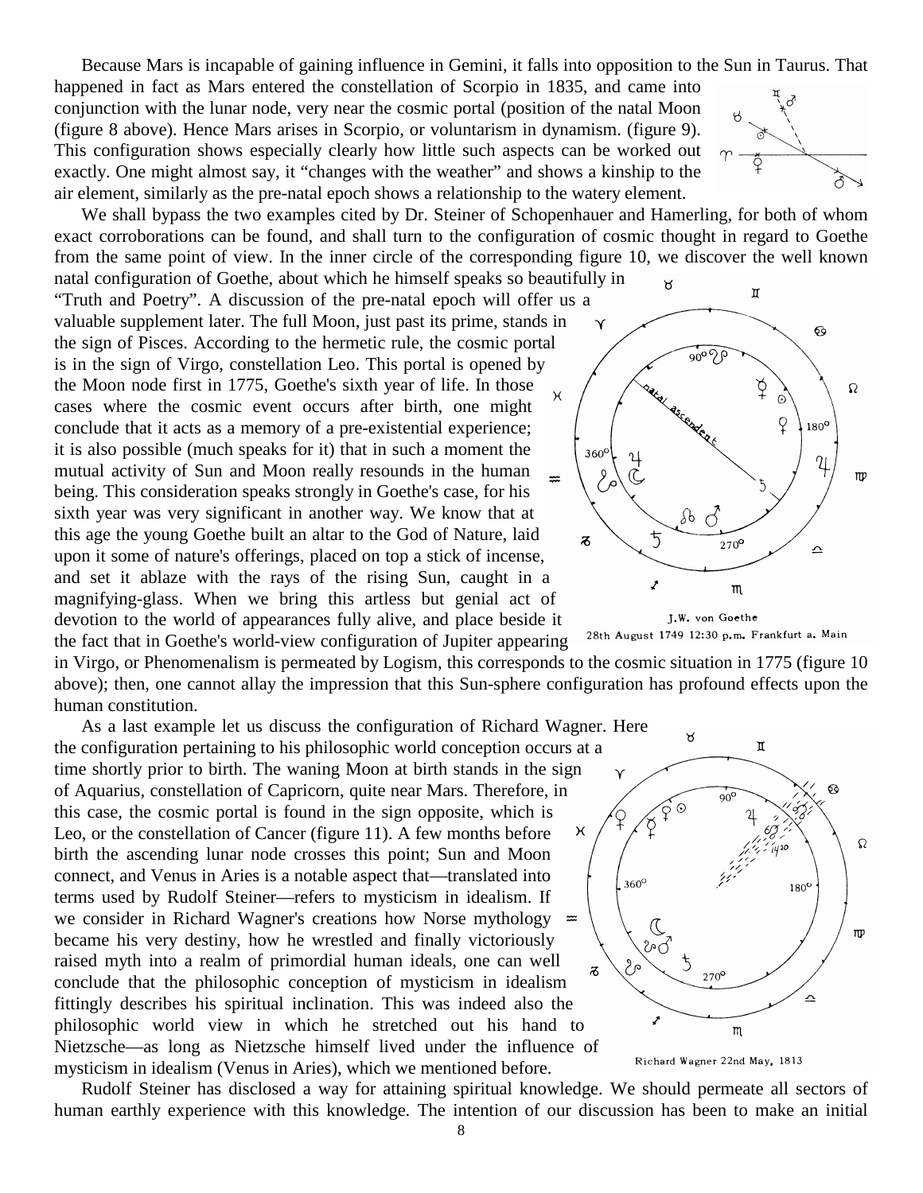Because Mars is incapable of gaining influence in Gemini, it falls into opposition to the Sun in Taurus. That happened in fact as Mars entered the constellation of Scorpio in 1835, and came into conjunction with the lunar node, very near the cosmic portal (position of the natal Moon (figure 8 above). Hence Mars arises in Scorpio, or voluntarism in dynamism. (figure 9). This configuration shows especially clearly how little such aspects can be worked out exactly. One might almost say, it "changes with the weather" and shows a kinship to the air element, similarly as the pre-natal epoch shows a relationship to the watery element.

We shall bypass the two examples cited by Dr. Steiner of Schopenhauer and Hamerling, for both of whom exact corroborations can be found, and shall turn to the configuration of cosmic thought in regard to Goethe from the same point of view. In the inner circle of the corresponding figure 10, we discover the well known natal configuration of Goethe, about which he himself speaks so beautifully in "Truth and Poetry". A discussion of the pre-natal epoch will offer us a valuable supplement later. The full Moon, just past its prime, stands in the sign of Pisces. According to the hermetic rule, the cosmic portal is in the sign of Virgo, constellation Leo. This portal is opened by the Moon node first in 1775, Goethe's sixth year of life. In those cases where the cosmic event occurs after birth, one might conclude that it acts as a memory of a pre-existential experience; it is also possible (much speaks for it) that in such a moment the mutual activity of Sun and Moon really resounds in the human being. This consideration speaks strongly in Goethe's case, for his sixth year was very significant in another way. We know that at this age the young Goethe built an altar to the God of Nature, laid upon it some of nature's offerings, placed on top a stick of incense, and set it ablaze with the rays of the rising Sun, caught in a magnifying-glass. When we bring this artless but genial act of devotion to the world of appearances fully alive, and place beside it the fact that in Goethe's world-view configuration of Jupiter appearing in Virgo, or Phenomenalism is permeated by Logism, this corresponds to the cosmic situation in 1775 (figure 10 above); then, one cannot allay the impression that this Sun-sphere configuration has profound effects upon the human constitution.

J.W. von Goethe
28th August 1749 12:30 p.m. Frankfurt a. Main

As a last example let us discuss the configuration of Richard Wagner. Here the configuration pertaining to his philosophic world conception occurs at a time shortly prior to birth. The waning Moon at birth stands in the sign of Aquarius, constellation of Capricorn, quite near Mars. Therefore, in this case, the cosmic portal is found in the sign opposite, which is Leo, or the constellation of Cancer (figure 11). A few months before birth the ascending lunar node crosses this point; Sun and Moon connect, and Venus in Aries is a notable aspect that—translated into terms used by Rudolf Steiner—refers to mysticism in idealism. If we consider in Richard Wagner's creations how Norse mythology became his very destiny, how he wrestled and finally victoriously raised myth into a realm of primordial human ideals, one can well conclude that the philosophic conception of mysticism in idealism fittingly describes his spiritual inclination. This was indeed also the philosophic world view in which he stretched out his hand to Nietzsche—as long as Nietzsche himself lived under the influence of mysticism in idealism (Venus in Aries), which we mentioned before.

Richard Wagner 22nd May, 1813

Rudolf Steiner has disclosed a way for attaining spiritual knowledge. We should permeate all sectors of human earthly experience with this knowledge. The intention of our discussion has been to make an initial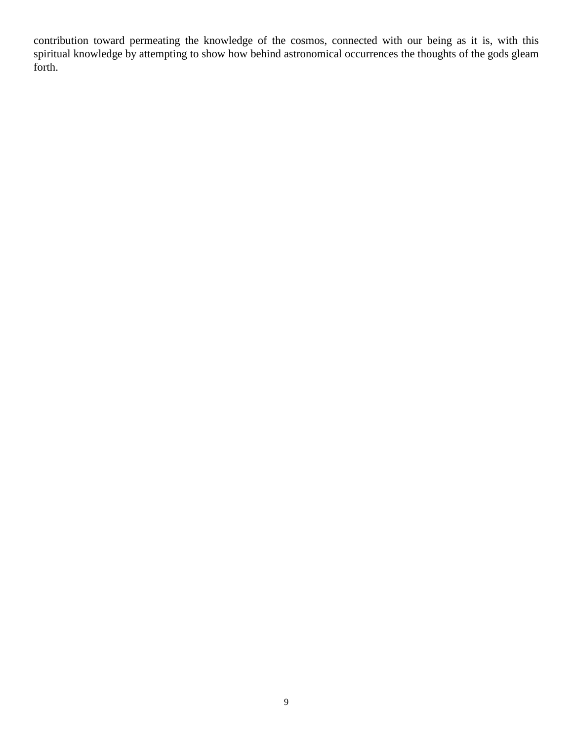contribution toward permeating the knowledge of the cosmos, connected with our being as it is, with this spiritual knowledge by attempting to show how behind astronomical occurrences the thoughts of the gods gleam forth.